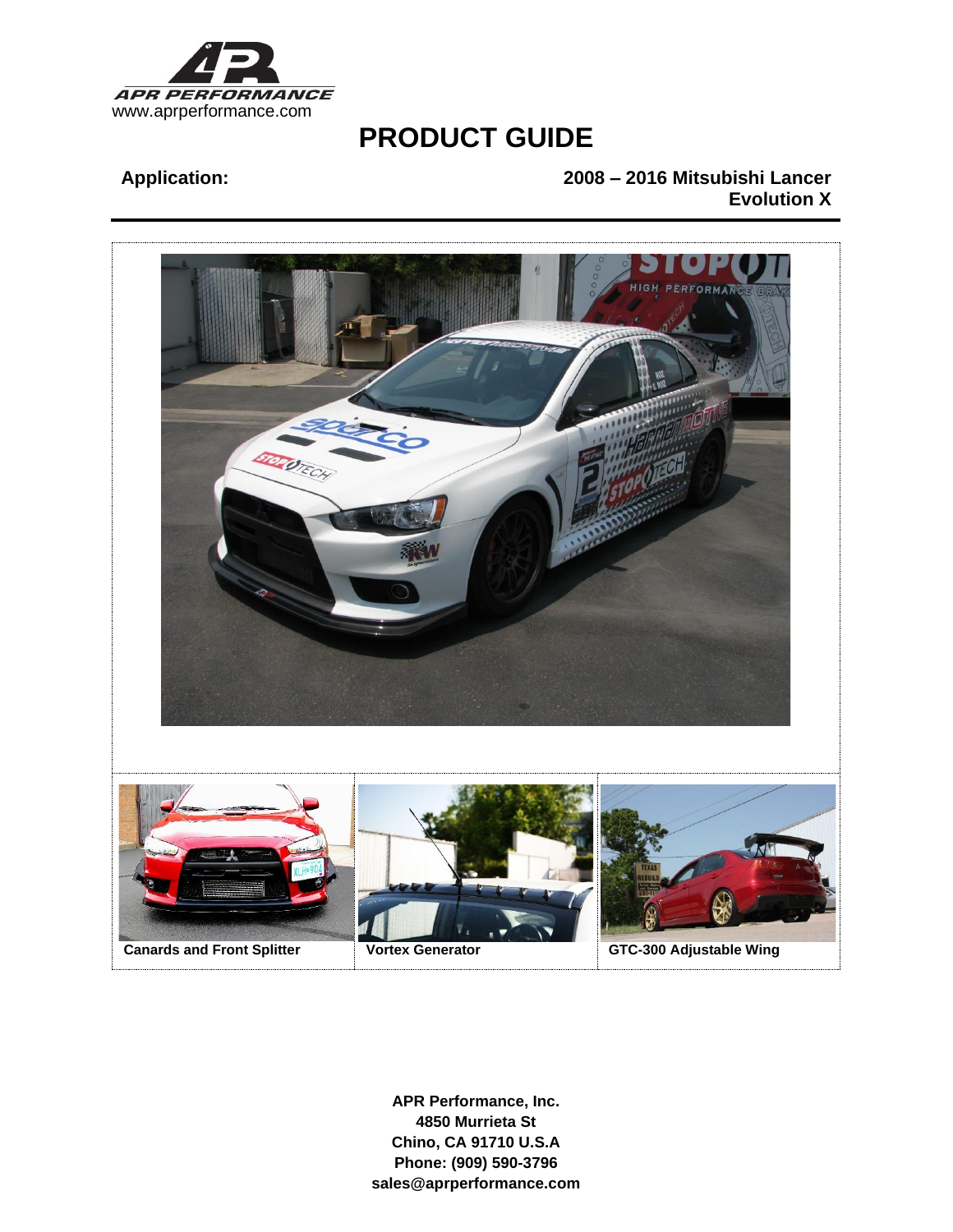APR PERFORMANCE
www.aprperformance.com

# PRODUCT GUIDE

**Application:** **2008 – 2016 Mitsubishi Lancer Evolution X**

| Canards and Front Splitter | Vortex Generator | GTC-300 Adjustable Wing |
| --- | --- | --- |

**APR Performance, Inc.**
**4850 Murrieta St**
**Chino, CA 91710 U.S.A**
**Phone: (909) 590-3796**
**sales@aprperformance.com**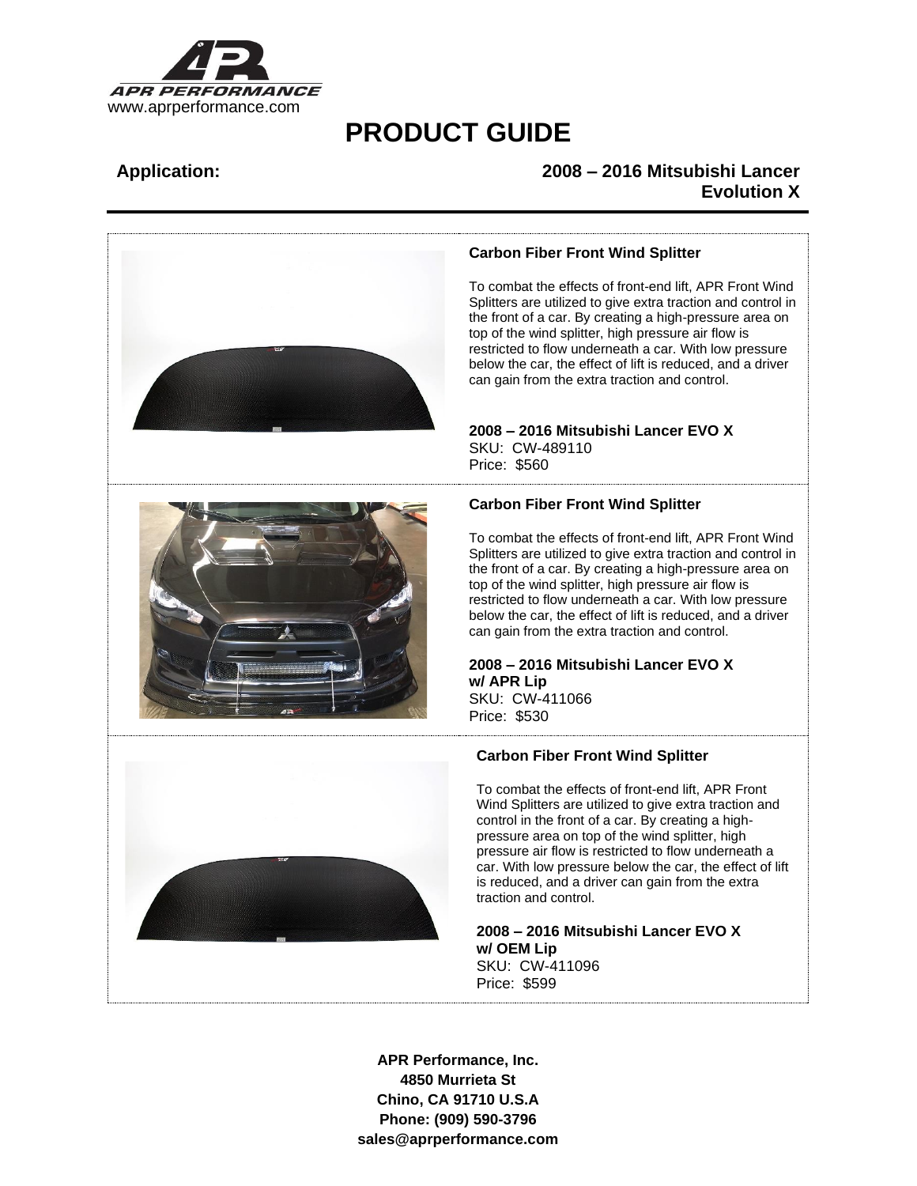www.aprperformance.com

# PRODUCT GUIDE

**Application:** **2008 – 2016 Mitsubishi Lancer Evolution X**

### Carbon Fiber Front Wind Splitter

To combat the effects of front-end lift, APR Front Wind Splitters are utilized to give extra traction and control in the front of a car. By creating a high-pressure area on top of the wind splitter, high pressure air flow is restricted to flow underneath a car. With low pressure below the car, the effect of lift is reduced, and a driver can gain from the extra traction and control.

**2008 – 2016 Mitsubishi Lancer EVO X**
SKU: CW-489110
Price: $560

### Carbon Fiber Front Wind Splitter

To combat the effects of front-end lift, APR Front Wind Splitters are utilized to give extra traction and control in the front of a car. By creating a high-pressure area on top of the wind splitter, high pressure air flow is restricted to flow underneath a car. With low pressure below the car, the effect of lift is reduced, and a driver can gain from the extra traction and control.

**2008 – 2016 Mitsubishi Lancer EVO X w/ APR Lip**
SKU: CW-411066
Price: $530

### Carbon Fiber Front Wind Splitter

To combat the effects of front-end lift, APR Front Wind Splitters are utilized to give extra traction and control in the front of a car. By creating a high-pressure area on top of the wind splitter, high pressure air flow is restricted to flow underneath a car. With low pressure below the car, the effect of lift is reduced, and a driver can gain from the extra traction and control.

**2008 – 2016 Mitsubishi Lancer EVO X w/ OEM Lip**
SKU: CW-411096
Price: $599

**APR Performance, Inc.**
**4850 Murrieta St**
**Chino, CA 91710 U.S.A**
**Phone: (909) 590-3796**
**sales@aprperformance.com**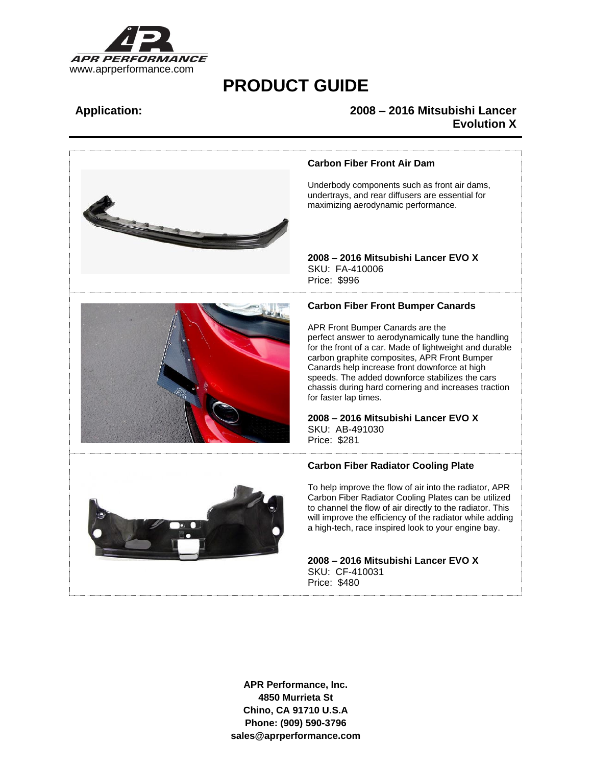APR PERFORMANCE
www.aprperformance.com

# PRODUCT GUIDE

**Application:** **2008 – 2016 Mitsubishi Lancer Evolution X**

---

### Carbon Fiber Front Air Dam

Underbody components such as front air dams, undertrays, and rear diffusers are essential for maximizing aerodynamic performance.

**2008 – 2016 Mitsubishi Lancer EVO X**
SKU: FA-410006
Price: $996

### Carbon Fiber Front Bumper Canards

APR Front Bumper Canards are the perfect answer to aerodynamically tune the handling for the front of a car. Made of lightweight and durable carbon graphite composites, APR Front Bumper Canards help increase front downforce at high speeds. The added downforce stabilizes the cars chassis during hard cornering and increases traction for faster lap times.

**2008 – 2016 Mitsubishi Lancer EVO X**
SKU: AB-491030
Price: $281

### Carbon Fiber Radiator Cooling Plate

To help improve the flow of air into the radiator, APR Carbon Fiber Radiator Cooling Plates can be utilized to channel the flow of air directly to the radiator. This will improve the efficiency of the radiator while adding a high-tech, race inspired look to your engine bay.

**2008 – 2016 Mitsubishi Lancer EVO X**
SKU: CF-410031
Price: $480

**APR Performance, Inc.**
**4850 Murrieta St**
**Chino, CA 91710 U.S.A**
**Phone: (909) 590-3796**
**sales@aprperformance.com**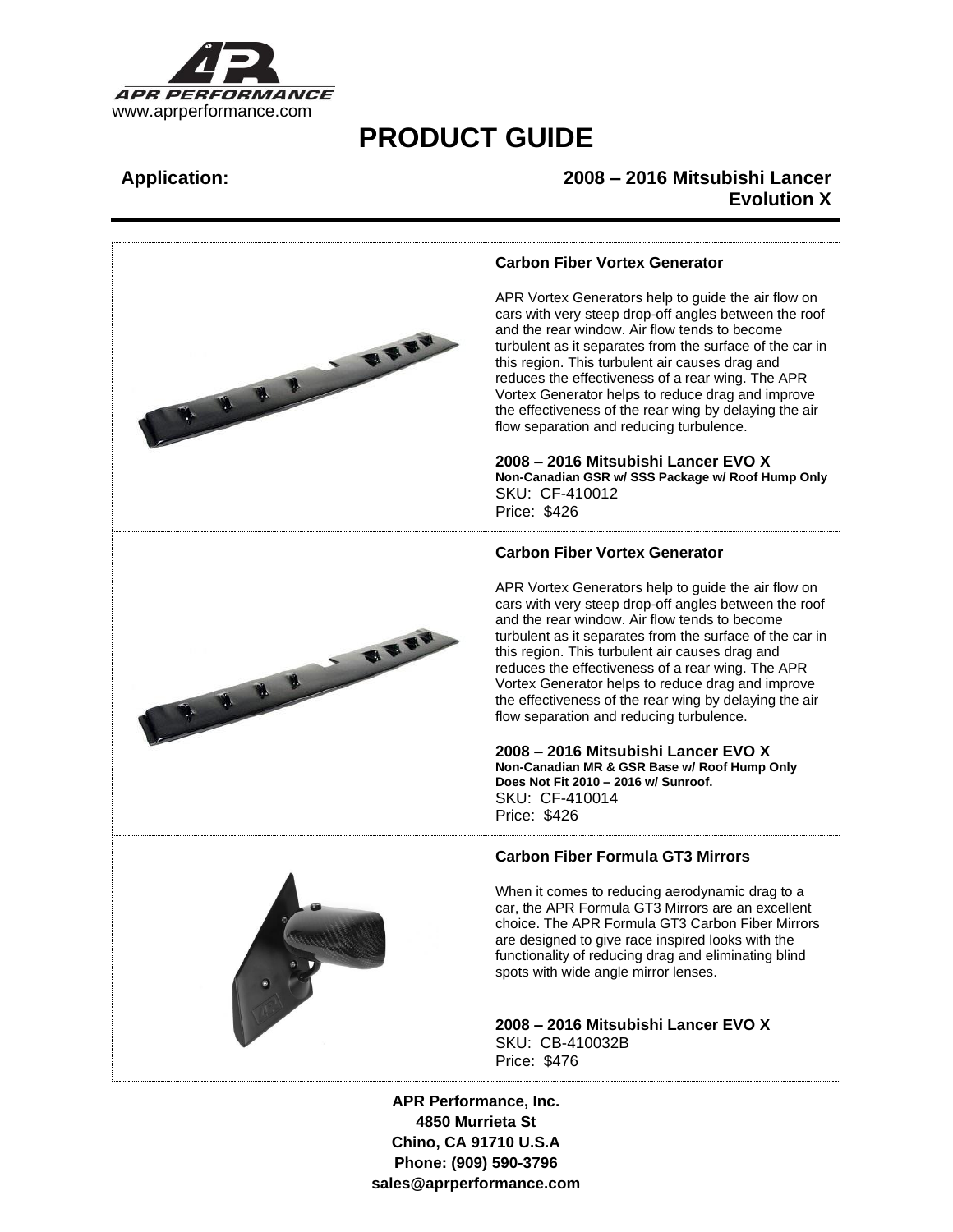APR PERFORMANCE
www.aprperformance.com

# PRODUCT GUIDE

**Application:** **2008 – 2016 Mitsubishi Lancer Evolution X**

---

### Carbon Fiber Vortex Generator

APR Vortex Generators help to guide the air flow on cars with very steep drop-off angles between the roof and the rear window. Air flow tends to become turbulent as it separates from the surface of the car in this region. This turbulent air causes drag and reduces the effectiveness of a rear wing. The APR Vortex Generator helps to reduce drag and improve the effectiveness of the rear wing by delaying the air flow separation and reducing turbulence.

**2008 – 2016 Mitsubishi Lancer EVO X**
**Non-Canadian GSR w/ SSS Package w/ Roof Hump Only**
SKU: CF-410012
Price: $426

### Carbon Fiber Vortex Generator

APR Vortex Generators help to guide the air flow on cars with very steep drop-off angles between the roof and the rear window. Air flow tends to become turbulent as it separates from the surface of the car in this region. This turbulent air causes drag and reduces the effectiveness of a rear wing. The APR Vortex Generator helps to reduce drag and improve the effectiveness of the rear wing by delaying the air flow separation and reducing turbulence.

**2008 – 2016 Mitsubishi Lancer EVO X**
**Non-Canadian MR & GSR Base w/ Roof Hump Only**
**Does Not Fit 2010 – 2016 w/ Sunroof.**
SKU: CF-410014
Price: $426

### Carbon Fiber Formula GT3 Mirrors

When it comes to reducing aerodynamic drag to a car, the APR Formula GT3 Mirrors are an excellent choice. The APR Formula GT3 Carbon Fiber Mirrors are designed to give race inspired looks with the functionality of reducing drag and eliminating blind spots with wide angle mirror lenses.

**2008 – 2016 Mitsubishi Lancer EVO X**
SKU: CB-410032B
Price: $476

---

**APR Performance, Inc.**
**4850 Murrieta St**
**Chino, CA 91710 U.S.A**
**Phone: (909) 590-3796**
**sales@aprperformance.com**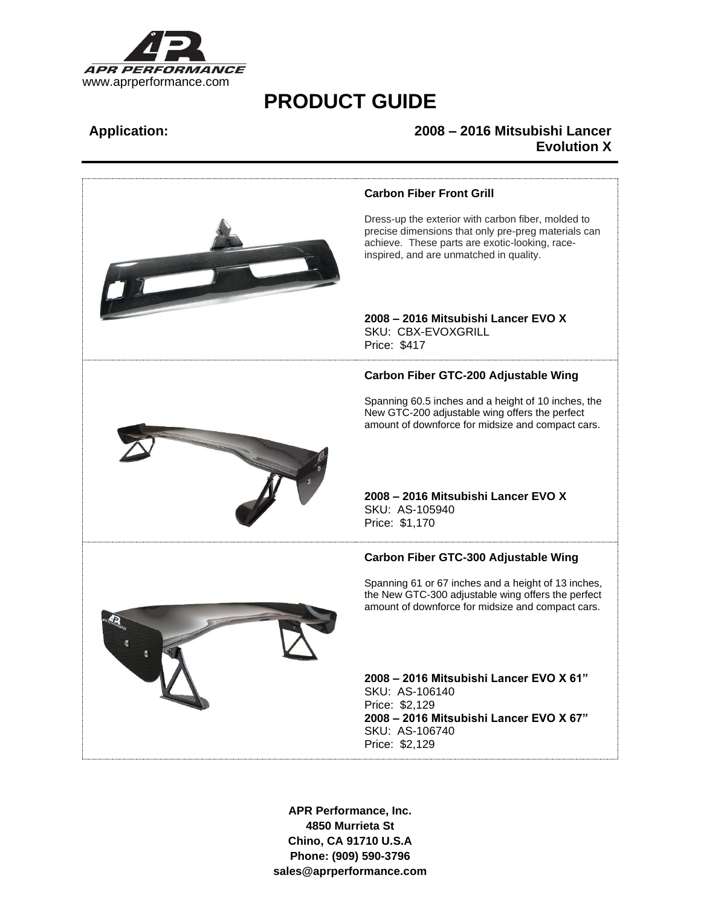APR PERFORMANCE

www.aprperformance.com

# PRODUCT GUIDE

**Application:** **2008 – 2016 Mitsubishi Lancer Evolution X**

### Carbon Fiber Front Grill

Dress-up the exterior with carbon fiber, molded to precise dimensions that only pre-preg materials can achieve. These parts are exotic-looking, race-inspired, and are unmatched in quality.

**2008 – 2016 Mitsubishi Lancer EVO X**
SKU: CBX-EVOXGRILL
Price: $417

### Carbon Fiber GTC-200 Adjustable Wing

Spanning 60.5 inches and a height of 10 inches, the New GTC-200 adjustable wing offers the perfect amount of downforce for midsize and compact cars.

**2008 – 2016 Mitsubishi Lancer EVO X**
SKU: AS-105940
Price: $1,170

### Carbon Fiber GTC-300 Adjustable Wing

Spanning 61 or 67 inches and a height of 13 inches, the New GTC-300 adjustable wing offers the perfect amount of downforce for midsize and compact cars.

**2008 – 2016 Mitsubishi Lancer EVO X 61”**
SKU: AS-106140
Price: $2,129
**2008 – 2016 Mitsubishi Lancer EVO X 67”**
SKU: AS-106740
Price: $2,129

**APR Performance, Inc.**
**4850 Murrieta St**
**Chino, CA 91710 U.S.A**
**Phone: (909) 590-3796**
**sales@aprperformance.com**